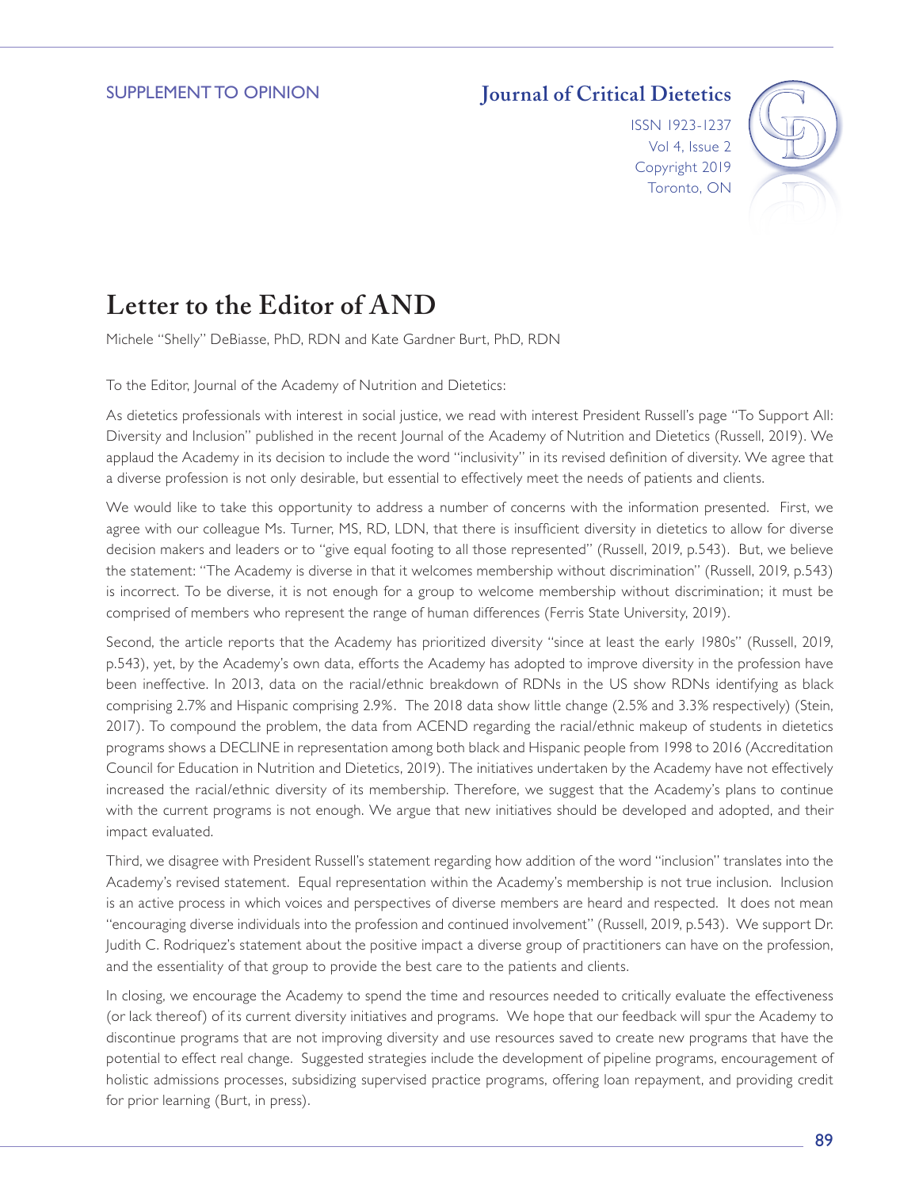# Letter to the Editor of AND

Michele "Shelly" DeBiasse, PhD, RDN and Kate Gardner Burt, PhD, RDN

To the Editor, Journal of the Academy of Nutrition and Dietetics:

As dietetics professionals with interest in social justice, we read with interest President Russell's page "To Support All: Diversity and Inclusion" published in the recent Journal of the Academy of Nutrition and Dietetics (Russell, 2019). We applaud the Academy in its decision to include the word "inclusivity" in its revised definition of diversity. We agree that a diverse profession is not only desirable, but essential to effectively meet the needs of patients and clients.

We would like to take this opportunity to address a number of concerns with the information presented. First, we agree with our colleague Ms. Turner, MS, RD, LDN, that there is insufficient diversity in dietetics to allow for diverse decision makers and leaders or to "give equal footing to all those represented" (Russell, 2019, p.543). But, we believe the statement: "The Academy is diverse in that it welcomes membership without discrimination" (Russell, 2019, p.543) is incorrect. To be diverse, it is not enough for a group to welcome membership without discrimination; it must be comprised of members who represent the range of human differences (Ferris State University, 2019).

Second, the article reports that the Academy has prioritized diversity "since at least the early 1980s" (Russell, 2019, p.543), yet, by the Academy's own data, efforts the Academy has adopted to improve diversity in the profession have been ineffective. In 2013, data on the racial/ethnic breakdown of RDNs in the US show RDNs identifying as black comprising 2.7% and Hispanic comprising 2.9%. The 2018 data show little change (2.5% and 3.3% respectively) (Stein, 2017). To compound the problem, the data from ACEND regarding the racial/ethnic makeup of students in dietetics programs shows a DECLINE in representation among both black and Hispanic people from 1998 to 2016 (Accreditation Council for Education in Nutrition and Dietetics, 2019). The initiatives undertaken by the Academy have not effectively increased the racial/ethnic diversity of its membership. Therefore, we suggest that the Academy's plans to continue with the current programs is not enough. We argue that new initiatives should be developed and adopted, and their impact evaluated.

Third, we disagree with President Russell's statement regarding how addition of the word "inclusion" translates into the Academy's revised statement. Equal representation within the Academy's membership is not true inclusion. Inclusion is an active process in which voices and perspectives of diverse members are heard and respected. It does not mean "encouraging diverse individuals into the profession and continued involvement" (Russell, 2019, p.543). We support Dr. Judith C. Rodriquez's statement about the positive impact a diverse group of practitioners can have on the profession, and the essentiality of that group to provide the best care to the patients and clients.

In closing, we encourage the Academy to spend the time and resources needed to critically evaluate the effectiveness (or lack thereof) of its current diversity initiatives and programs. We hope that our feedback will spur the Academy to discontinue programs that are not improving diversity and use resources saved to create new programs that have the potential to effect real change. Suggested strategies include the development of pipeline programs, encouragement of holistic admissions processes, subsidizing supervised practice programs, offering loan repayment, and providing credit for prior learning (Burt, in press).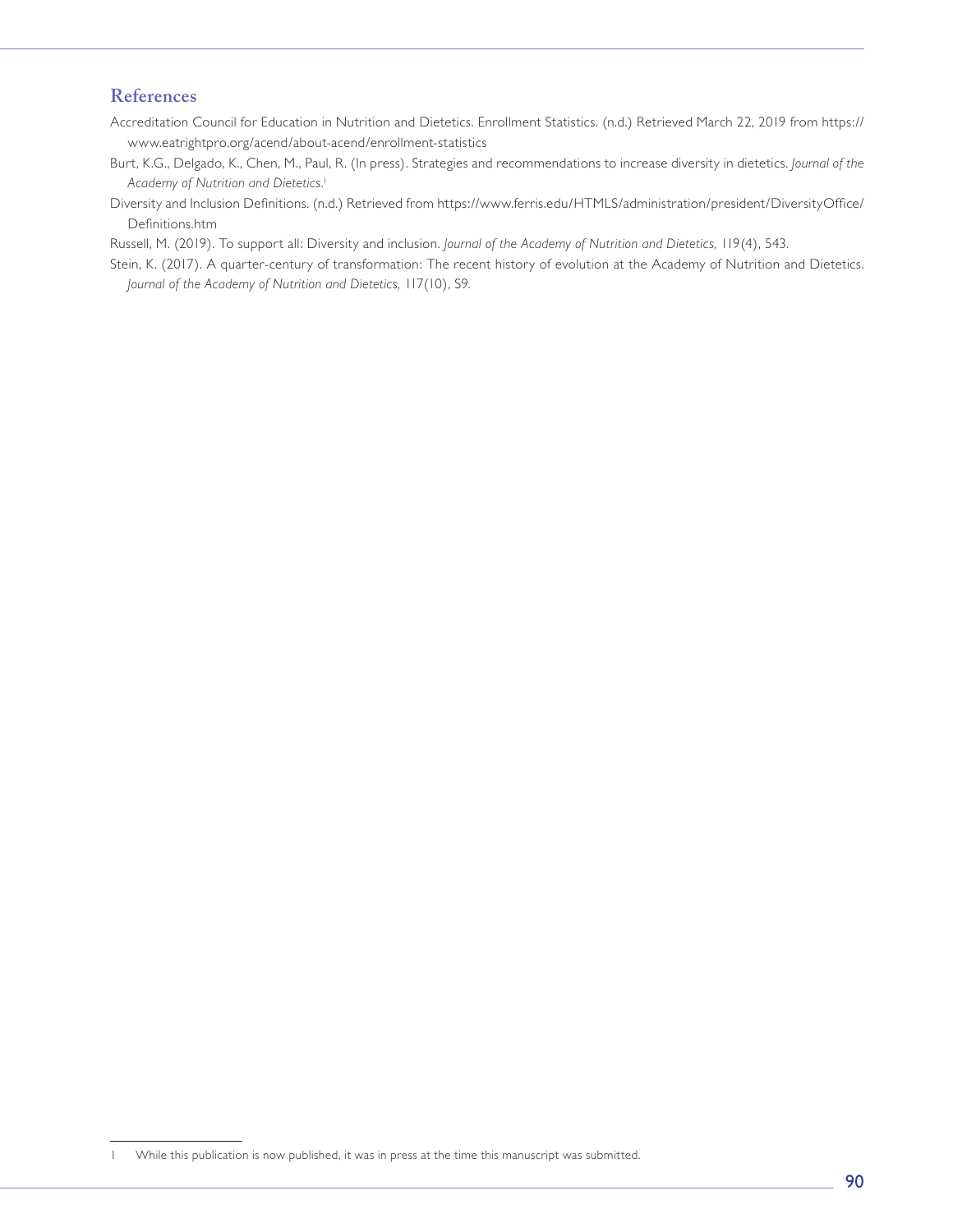## References

Accreditation Council for Education in Nutrition and Dietetics. Enrollment Statistics. (n.d.) Retrieved March 22, 2019 from https://www.eatrightpro.org/acend/about-acend/enrollment-statistics

Burt, K.G., Delgado, K., Chen, M., Paul, R. (In press). Strategies and recommendations to increase diversity in dietetics. *Journal of the Academy of Nutrition and Dietetics.*[1]

Diversity and Inclusion Definitions. (n.d.) Retrieved from https://www.ferris.edu/HTMLS/administration/president/DiversityOffice/Definitions.htm

Russell, M. (2019). To support all: Diversity and inclusion. *Journal of the Academy of Nutrition and Dietetics,* 119(4), 543.

Stein, K. (2017). A quarter-century of transformation: The recent history of evolution at the Academy of Nutrition and Dietetics. *Journal of the Academy of Nutrition and Dietetics,* 117(10), S9.

1 While this publication is now published, it was in press at the time this manuscript was submitted.